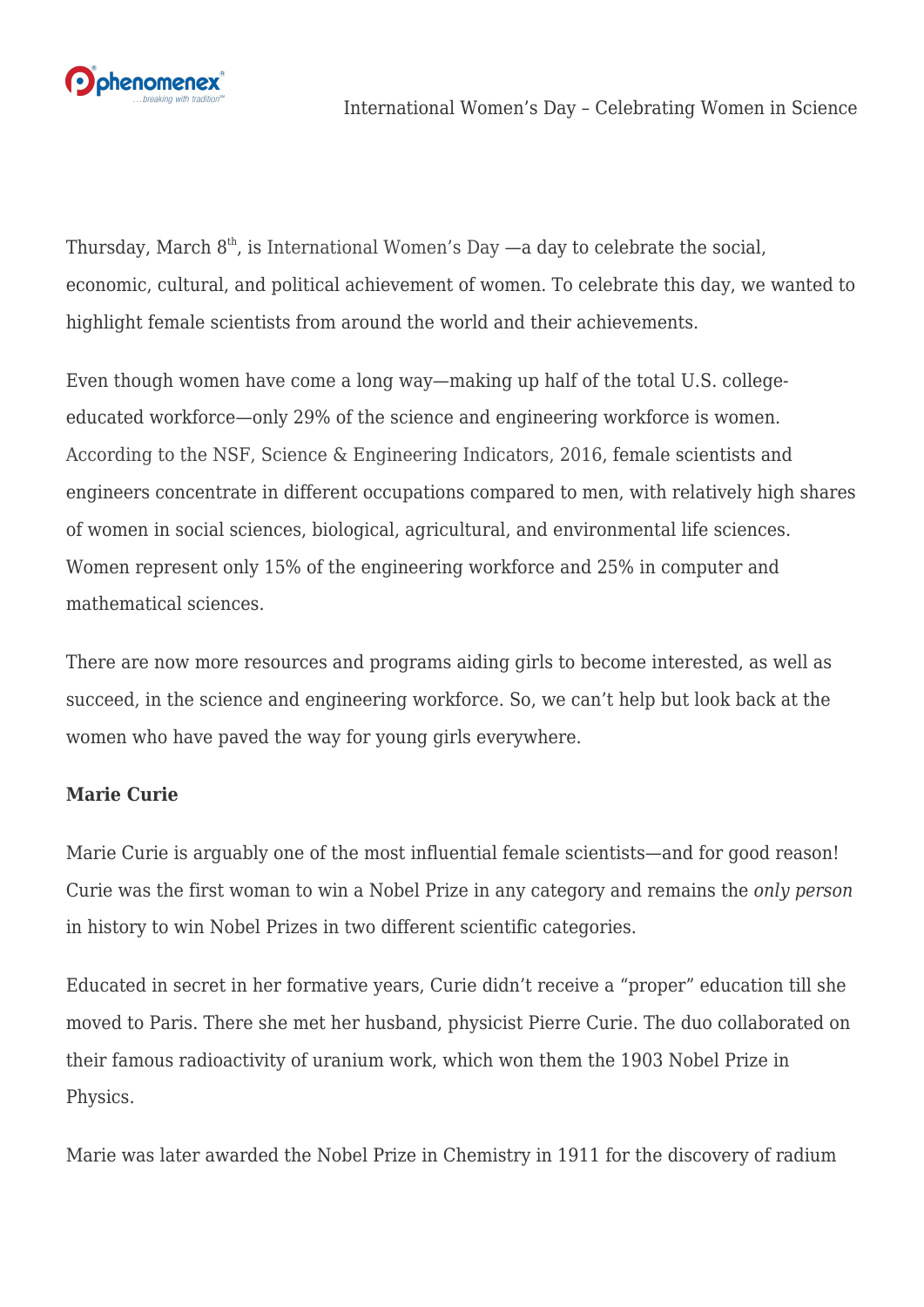Thursday, March 8th, is International Women's Day —a day to celebrate the social, economic, cultural, and political achievement of women. To celebrate this day, we wanted to highlight female scientists from around the world and their achievements.

Even though women have come a long way—making up half of the total U.S. college-educated workforce—only 29% of the science and engineering workforce is women. According to the NSF, Science & Engineering Indicators, 2016, female scientists and engineers concentrate in different occupations compared to men, with relatively high shares of women in social sciences, biological, agricultural, and environmental life sciences. Women represent only 15% of the engineering workforce and 25% in computer and mathematical sciences.

There are now more resources and programs aiding girls to become interested, as well as succeed, in the science and engineering workforce. So, we can't help but look back at the women who have paved the way for young girls everywhere.

**Marie Curie**

Marie Curie is arguably one of the most influential female scientists—and for good reason! Curie was the first woman to win a Nobel Prize in any category and remains the *only person* in history to win Nobel Prizes in two different scientific categories.

Educated in secret in her formative years, Curie didn't receive a "proper" education till she moved to Paris. There she met her husband, physicist Pierre Curie. The duo collaborated on their famous radioactivity of uranium work, which won them the 1903 Nobel Prize in Physics.

Marie was later awarded the Nobel Prize in Chemistry in 1911 for the discovery of radium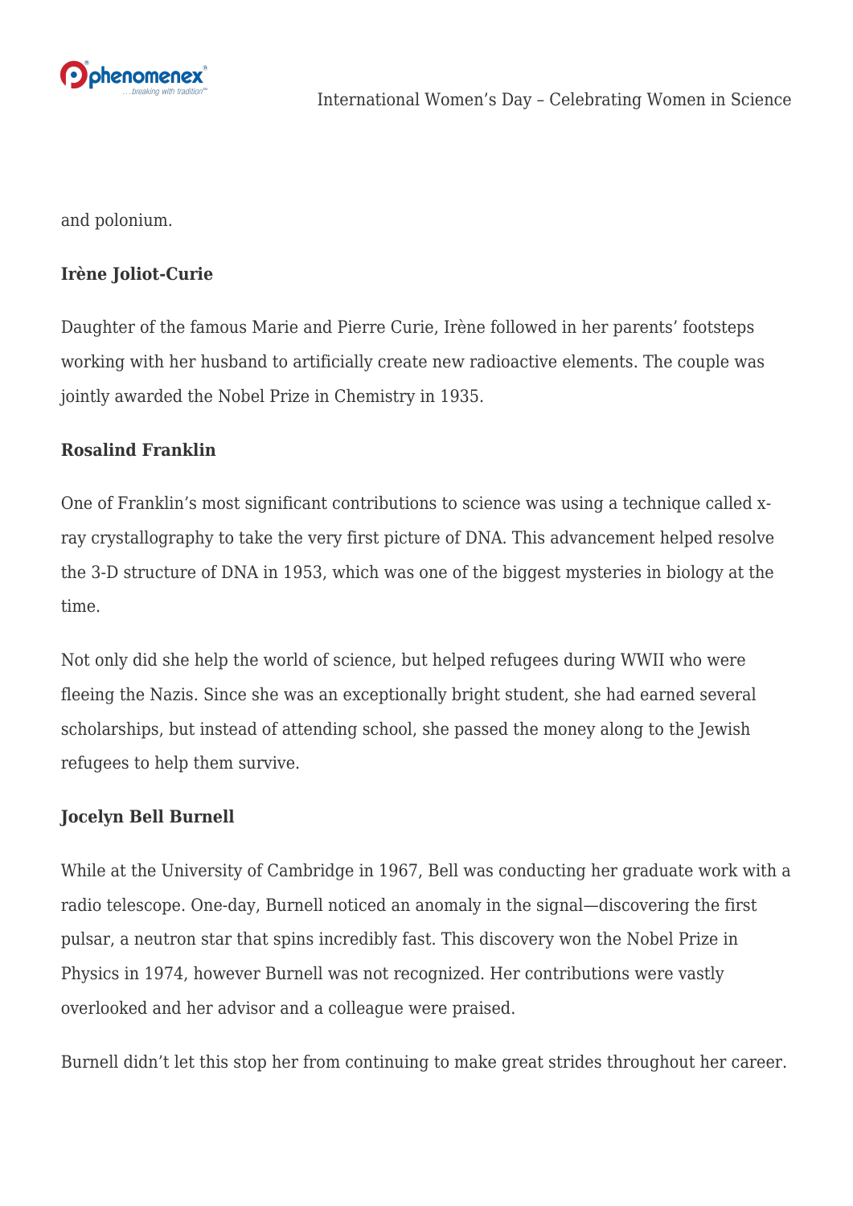and polonium.

**Irène Joliot-Curie**

Daughter of the famous Marie and Pierre Curie, Irène followed in her parents' footsteps working with her husband to artificially create new radioactive elements. The couple was jointly awarded the Nobel Prize in Chemistry in 1935.

**Rosalind Franklin**

One of Franklin's most significant contributions to science was using a technique called x-ray crystallography to take the very first picture of DNA. This advancement helped resolve the 3-D structure of DNA in 1953, which was one of the biggest mysteries in biology at the time.

Not only did she help the world of science, but helped refugees during WWII who were fleeing the Nazis. Since she was an exceptionally bright student, she had earned several scholarships, but instead of attending school, she passed the money along to the Jewish refugees to help them survive.

**Jocelyn Bell Burnell**

While at the University of Cambridge in 1967, Bell was conducting her graduate work with a radio telescope. One-day, Burnell noticed an anomaly in the signal—discovering the first pulsar, a neutron star that spins incredibly fast. This discovery won the Nobel Prize in Physics in 1974, however Burnell was not recognized. Her contributions were vastly overlooked and her advisor and a colleague were praised.

Burnell didn't let this stop her from continuing to make great strides throughout her career.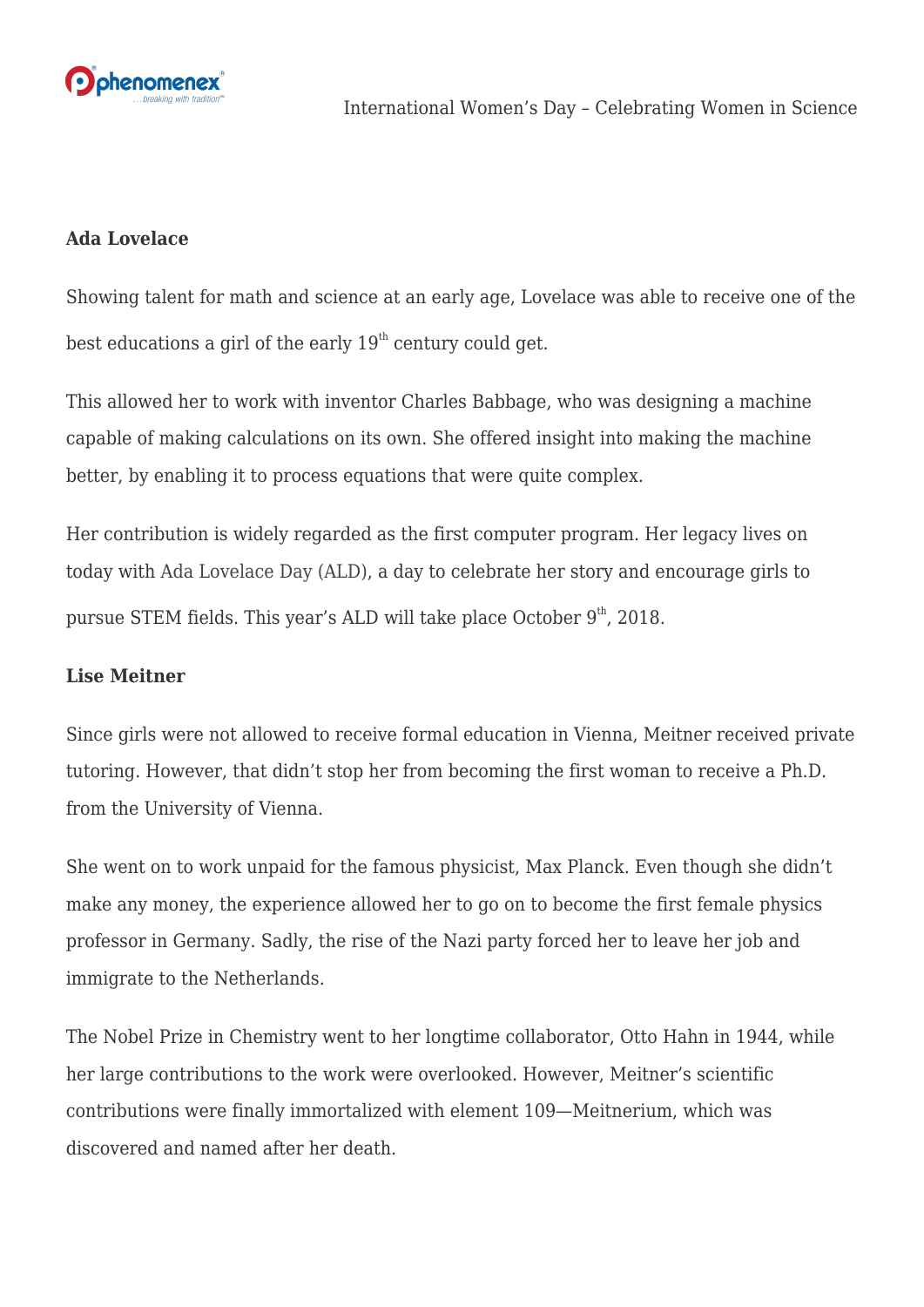**Ada Lovelace**

Showing talent for math and science at an early age, Lovelace was able to receive one of the best educations a girl of the early 19th century could get.

This allowed her to work with inventor Charles Babbage, who was designing a machine capable of making calculations on its own. She offered insight into making the machine better, by enabling it to process equations that were quite complex.

Her contribution is widely regarded as the first computer program. Her legacy lives on today with Ada Lovelace Day (ALD), a day to celebrate her story and encourage girls to pursue STEM fields. This year's ALD will take place October 9th, 2018.

**Lise Meitner**

Since girls were not allowed to receive formal education in Vienna, Meitner received private tutoring. However, that didn't stop her from becoming the first woman to receive a Ph.D. from the University of Vienna.

She went on to work unpaid for the famous physicist, Max Planck. Even though she didn't make any money, the experience allowed her to go on to become the first female physics professor in Germany. Sadly, the rise of the Nazi party forced her to leave her job and immigrate to the Netherlands.

The Nobel Prize in Chemistry went to her longtime collaborator, Otto Hahn in 1944, while her large contributions to the work were overlooked. However, Meitner's scientific contributions were finally immortalized with element 109—Meitnerium, which was discovered and named after her death.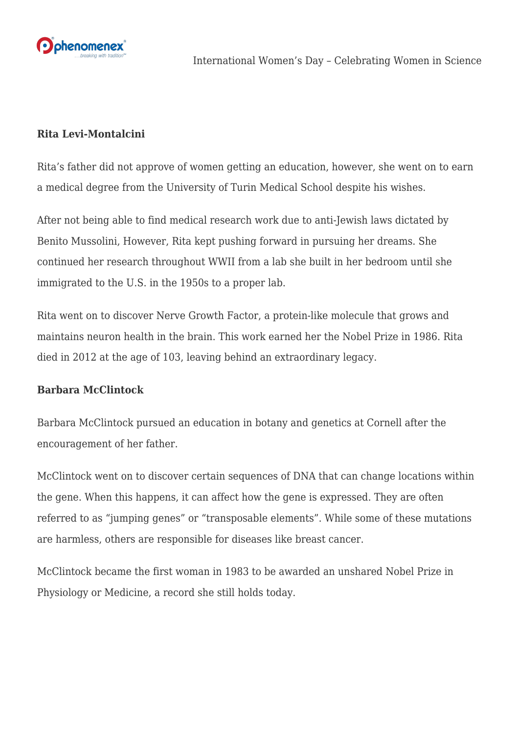**Rita Levi-Montalcini**

Rita's father did not approve of women getting an education, however, she went on to earn a medical degree from the University of Turin Medical School despite his wishes.

After not being able to find medical research work due to anti-Jewish laws dictated by Benito Mussolini, However, Rita kept pushing forward in pursuing her dreams. She continued her research throughout WWII from a lab she built in her bedroom until she immigrated to the U.S. in the 1950s to a proper lab.

Rita went on to discover Nerve Growth Factor, a protein-like molecule that grows and maintains neuron health in the brain. This work earned her the Nobel Prize in 1986. Rita died in 2012 at the age of 103, leaving behind an extraordinary legacy.

**Barbara McClintock**

Barbara McClintock pursued an education in botany and genetics at Cornell after the encouragement of her father.

McClintock went on to discover certain sequences of DNA that can change locations within the gene. When this happens, it can affect how the gene is expressed. They are often referred to as "jumping genes" or "transposable elements". While some of these mutations are harmless, others are responsible for diseases like breast cancer.

McClintock became the first woman in 1983 to be awarded an unshared Nobel Prize in Physiology or Medicine, a record she still holds today.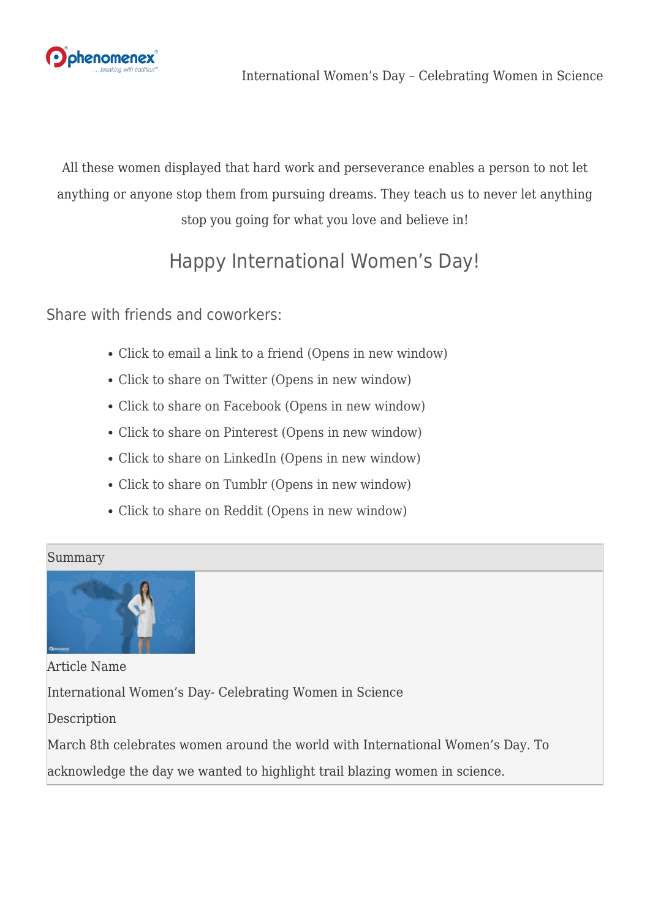All these women displayed that hard work and perseverance enables a person to not let anything or anyone stop them from pursuing dreams. They teach us to never let anything stop you going for what you love and believe in!

## Happy International Women's Day!

### Share with friends and coworkers:

- Click to email a link to a friend (Opens in new window)
- Click to share on Twitter (Opens in new window)
- Click to share on Facebook (Opens in new window)
- Click to share on Pinterest (Opens in new window)
- Click to share on LinkedIn (Opens in new window)
- Click to share on Tumblr (Opens in new window)
- Click to share on Reddit (Opens in new window)

Summary

Article Name

International Women's Day- Celebrating Women in Science

Description

March 8th celebrates women around the world with International Women's Day. To acknowledge the day we wanted to highlight trail blazing women in science.